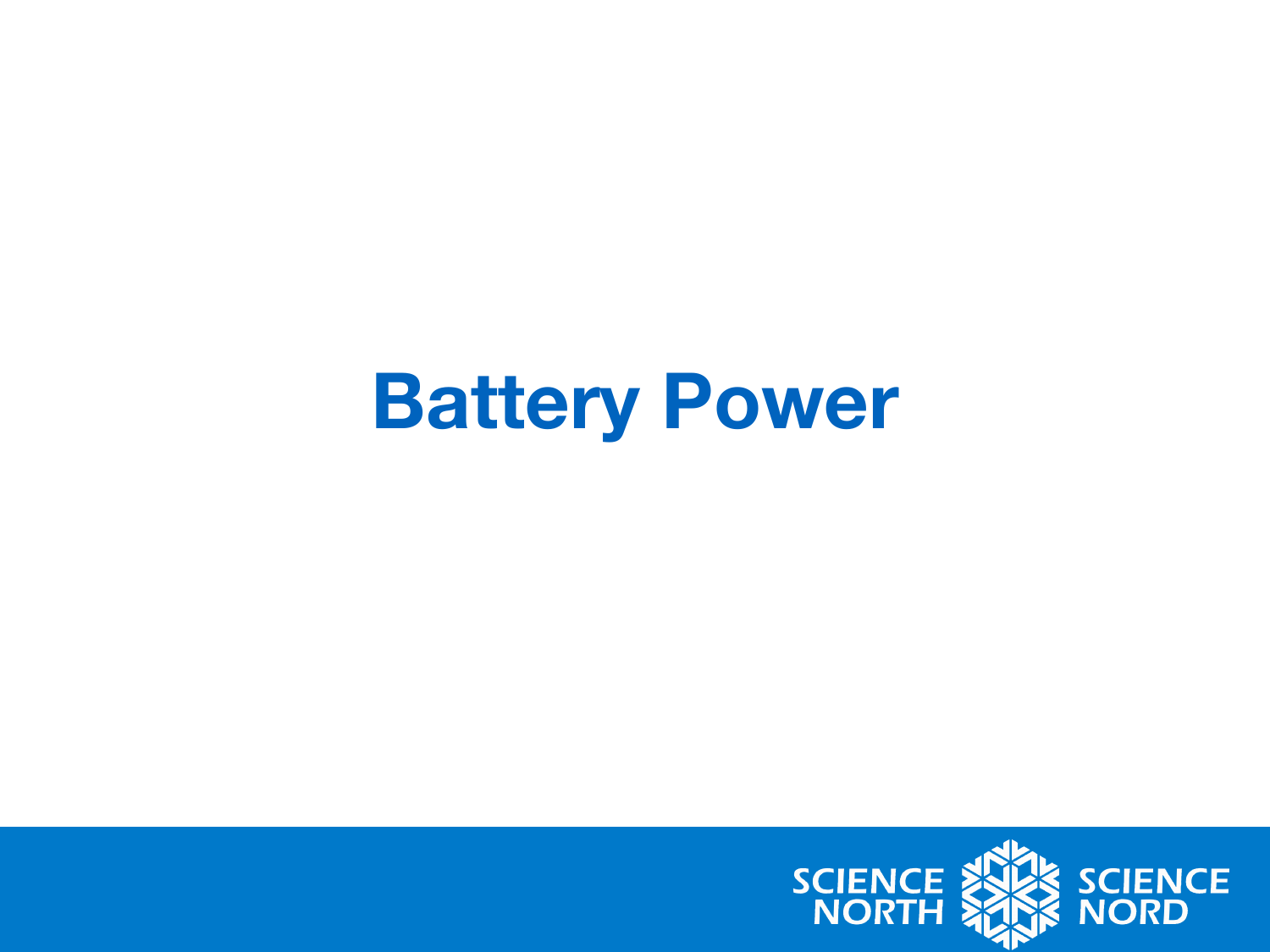# Battery Power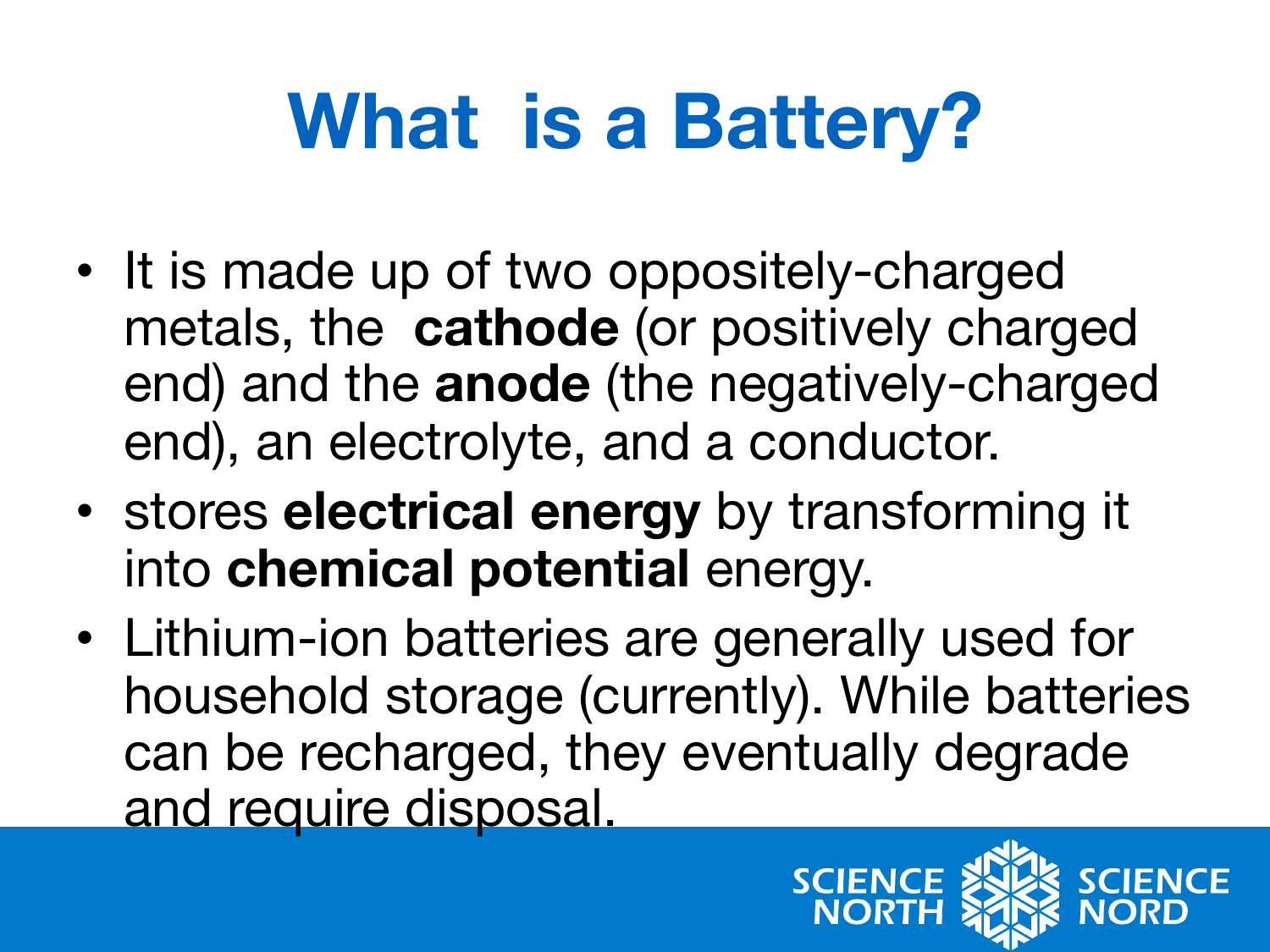# What is a Battery?

- It is made up of two oppositely-charged metals, the **cathode** (or positively charged end) and the **anode** (the negatively-charged end), an electrolyte, and a conductor.
- stores **electrical energy** by transforming it into **chemical potential** energy.
- Lithium-ion batteries are generally used for household storage (currently). While batteries can be recharged, they eventually degrade and require disposal.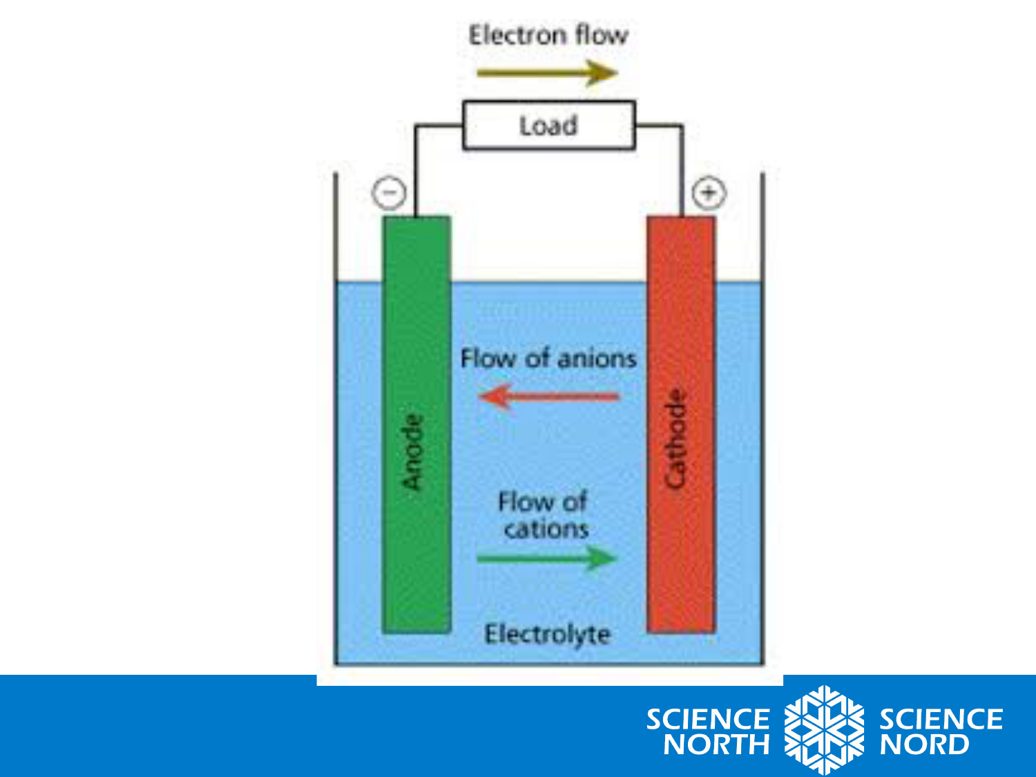Electron flow

Load

−

+

Anode

Cathode

Flow of anions

Flow of cations

Electrolyte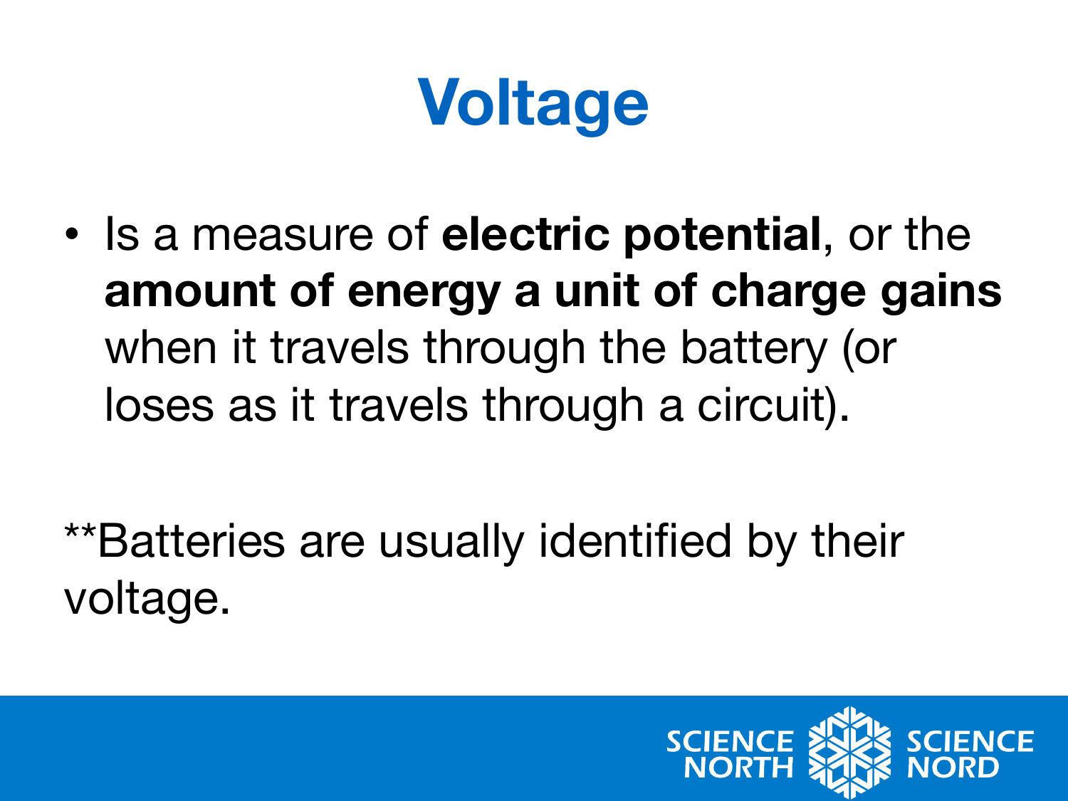# Voltage

- Is a measure of **electric potential**, or the **amount of energy a unit of charge gains** when it travels through the battery (or loses as it travels through a circuit).

**Batteries are usually identified by their voltage.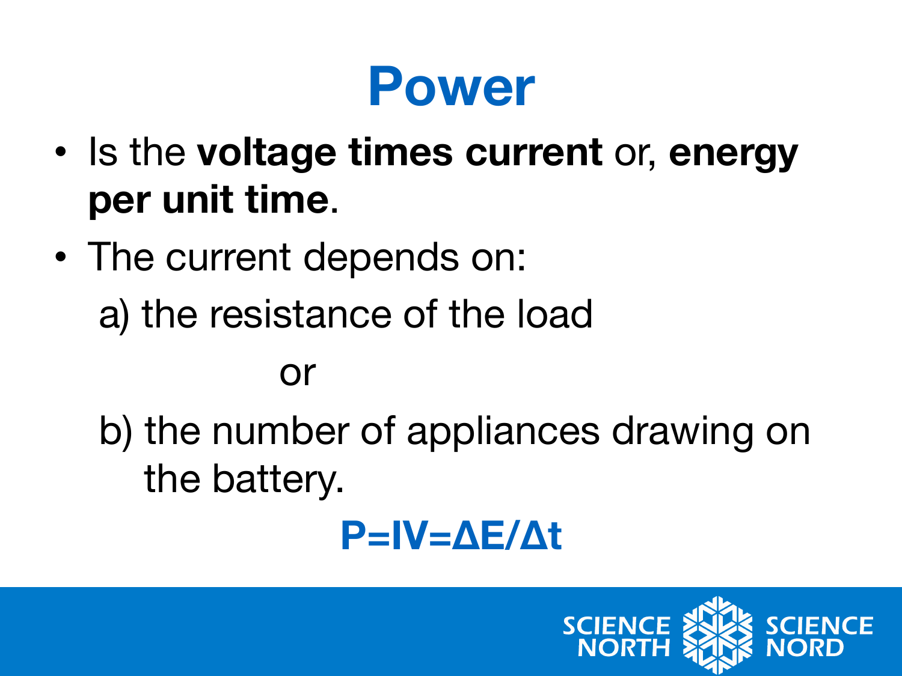# Power

- Is the **voltage times current** or, **energy per unit time**.
- The current depends on:

  a) the resistance of the load

  or

  b) the number of appliances drawing on the battery.

$$P = IV = \Delta E / \Delta t$$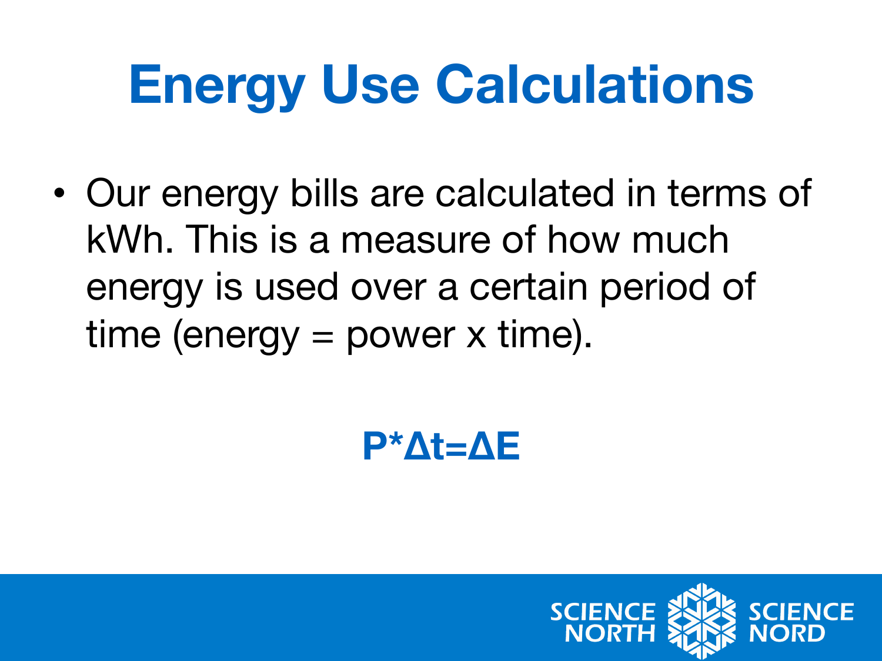# Energy Use Calculations

- Our energy bills are calculated in terms of kWh. This is a measure of how much energy is used over a certain period of time (energy = power x time).

$$P*\Delta t=\Delta E$$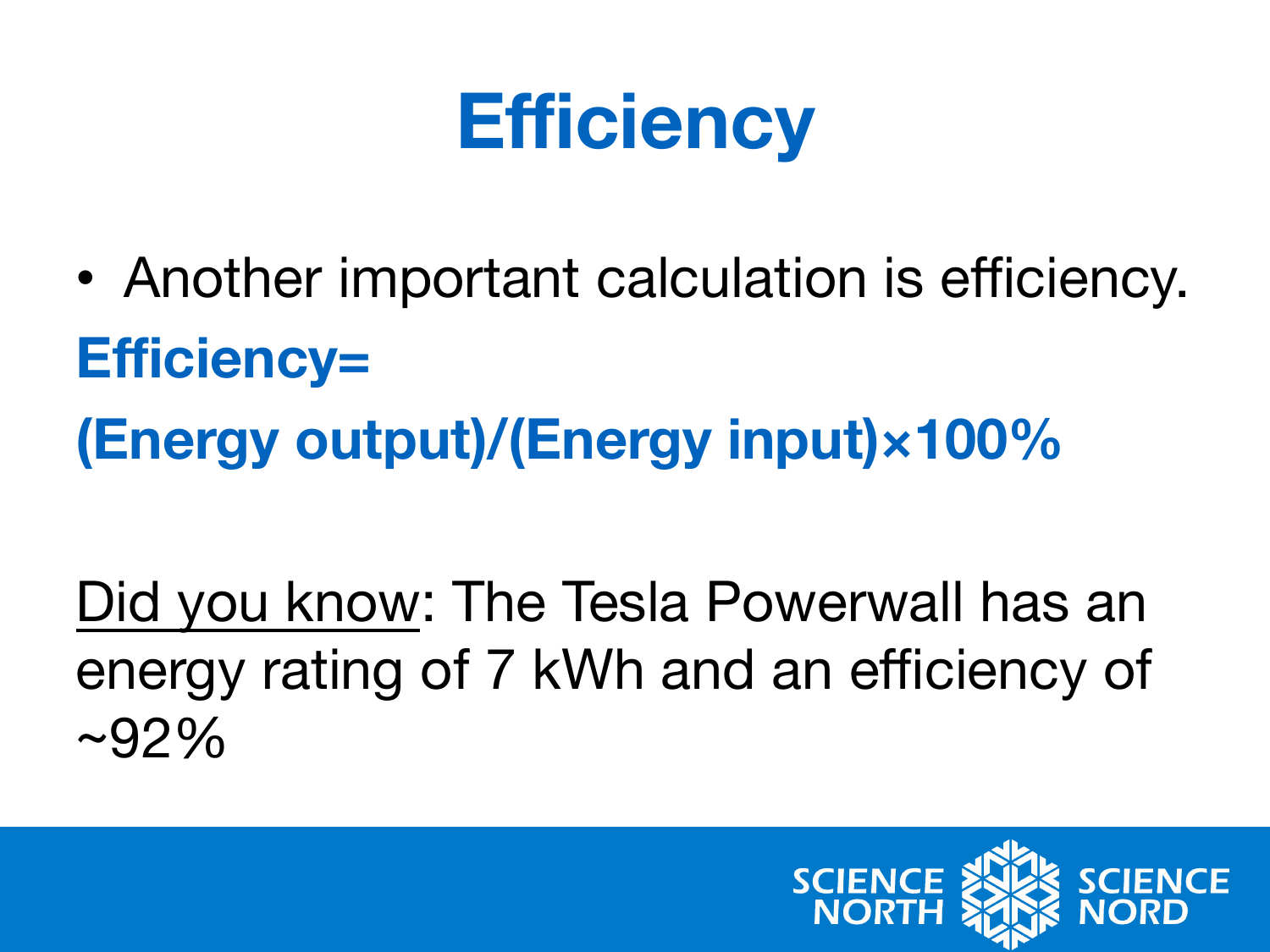# Efficiency

- Another important calculation is efficiency.

**Efficiency=**

**(Energy output)/(Energy input)×100%**

$$\text{Efficiency} = \frac{\text{Energy output}}{\text{Energy input}} \times 100\%$$

<u>Did you know</u>: The Tesla Powerwall has an energy rating of 7 kWh and an efficiency of ~92%